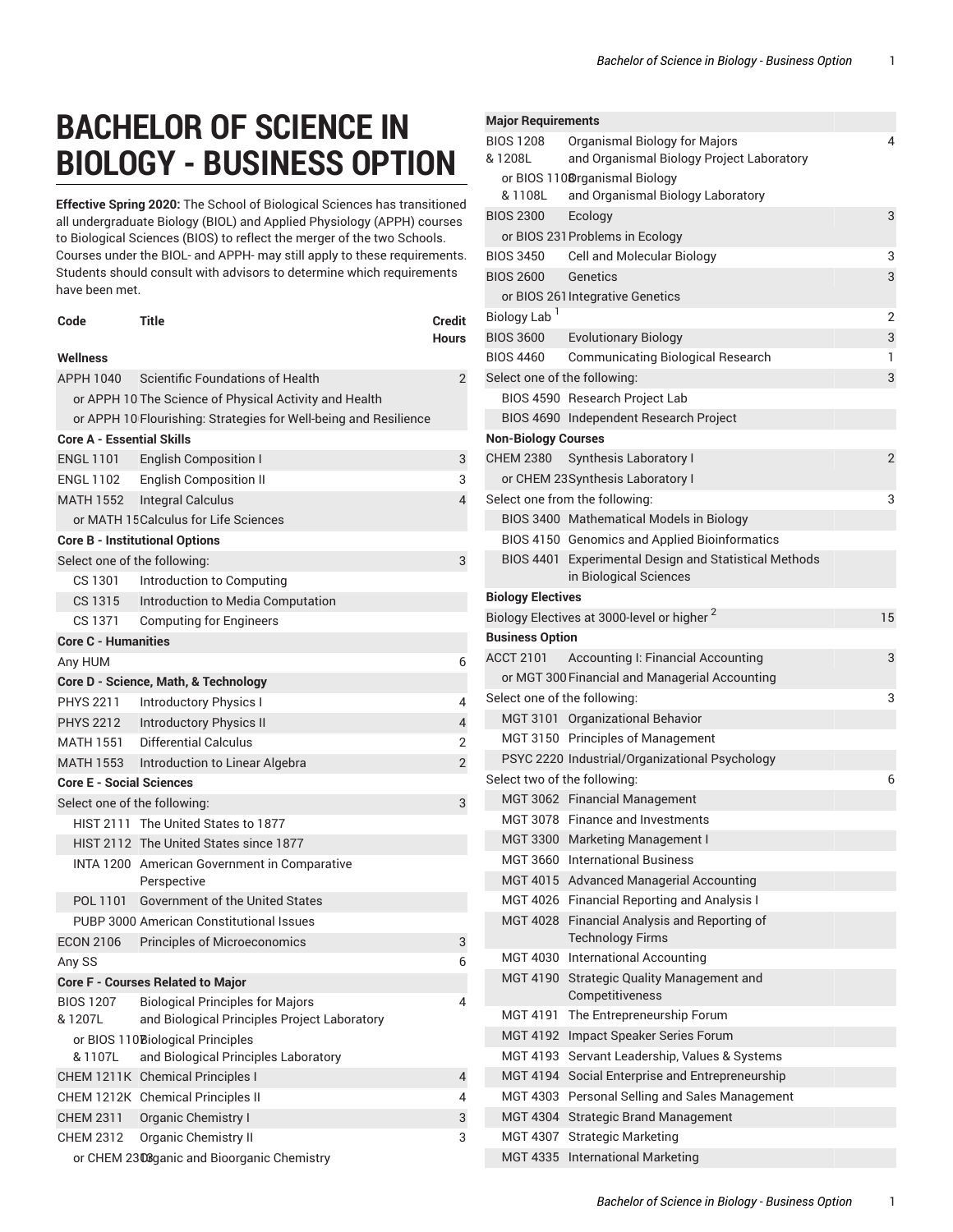# BACHELOR OF SCIENCE IN BIOLOGY - BUSINESS OPTION

**Effective Spring 2020:** The School of Biological Sciences has transitioned all undergraduate Biology (BIOL) and Applied Physiology (APPH) courses to Biological Sciences (BIOS) to reflect the merger of the two Schools. Courses under the BIOL- and APPH- may still apply to these requirements. Students should consult with advisors to determine which requirements have been met.

| Code | Title | Credit Hours |
|---|---|---|
| **Wellness** | | |
| APPH 1040 | Scientific Foundations of Health | 2 |
| or APPH 10 | The Science of Physical Activity and Health | |
| or APPH 10 | Flourishing: Strategies for Well-being and Resilience | |
| **Core A - Essential Skills** | | |
| ENGL 1101 | English Composition I | 3 |
| ENGL 1102 | English Composition II | 3 |
| MATH 1552 | Integral Calculus | 4 |
| or MATH 15 | Calculus for Life Sciences | |
| **Core B - Institutional Options** | | |
| Select one of the following: | | 3 |
| CS 1301 | Introduction to Computing | |
| CS 1315 | Introduction to Media Computation | |
| CS 1371 | Computing for Engineers | |
| **Core C - Humanities** | | |
| Any HUM | | 6 |
| **Core D - Science, Math, & Technology** | | |
| PHYS 2211 | Introductory Physics I | 4 |
| PHYS 2212 | Introductory Physics II | 4 |
| MATH 1551 | Differential Calculus | 2 |
| MATH 1553 | Introduction to Linear Algebra | 2 |
| **Core E - Social Sciences** | | |
| Select one of the following: | | 3 |
| HIST 2111 | The United States to 1877 | |
| HIST 2112 | The United States since 1877 | |
| INTA 1200 | American Government in Comparative Perspective | |
| POL 1101 | Government of the United States | |
| PUBP 3000 | American Constitutional Issues | |
| ECON 2106 | Principles of Microeconomics | 3 |
| Any SS | | 6 |
| **Core F - Courses Related to Major** | | |
| BIOS 1207 & 1207L | Biological Principles for Majors and Biological Principles Project Laboratory | 4 |
| or BIOS 1107 & 1107L | Biological Principles and Biological Principles Laboratory | |
| CHEM 1211K | Chemical Principles I | 4 |
| CHEM 1212K | Chemical Principles II | 4 |
| CHEM 2311 | Organic Chemistry I | 3 |
| CHEM 2312 | Organic Chemistry II | 3 |
| or CHEM 2313 | Organic and Bioorganic Chemistry | |
| **Major Requirements** | | |
| BIOS 1208 & 1208L | Organismal Biology for Majors and Organismal Biology Project Laboratory | 4 |
| or BIOS 1108 & 1108L | Organismal Biology and Organismal Biology Laboratory | |
| BIOS 2300 | Ecology | 3 |
| or BIOS 231 | Problems in Ecology | |
| BIOS 3450 | Cell and Molecular Biology | 3 |
| BIOS 2600 | Genetics | 3 |
| or BIOS 261 | Integrative Genetics | |
| Biology Lab [1] | | 2 |
| BIOS 3600 | Evolutionary Biology | 3 |
| BIOS 4460 | Communicating Biological Research | 1 |
| Select one of the following: | | 3 |
| BIOS 4590 | Research Project Lab | |
| BIOS 4690 | Independent Research Project | |
| **Non-Biology Courses** | | |
| CHEM 2380 | Synthesis Laboratory I | 2 |
| or CHEM 23 | Synthesis Laboratory I | |
| Select one from the following: | | 3 |
| BIOS 3400 | Mathematical Models in Biology | |
| BIOS 4150 | Genomics and Applied Bioinformatics | |
| BIOS 4401 | Experimental Design and Statistical Methods in Biological Sciences | |
| **Biology Electives** | | |
| Biology Electives at 3000-level or higher [2] | | 15 |
| **Business Option** | | |
| ACCT 2101 | Accounting I: Financial Accounting | 3 |
| or MGT 300 | Financial and Managerial Accounting | |
| Select one of the following: | | 3 |
| MGT 3101 | Organizational Behavior | |
| MGT 3150 | Principles of Management | |
| PSYC 2220 | Industrial/Organizational Psychology | |
| Select two of the following: | | 6 |
| MGT 3062 | Financial Management | |
| MGT 3078 | Finance and Investments | |
| MGT 3300 | Marketing Management I | |
| MGT 3660 | International Business | |
| MGT 4015 | Advanced Managerial Accounting | |
| MGT 4026 | Financial Reporting and Analysis I | |
| MGT 4028 | Financial Analysis and Reporting of Technology Firms | |
| MGT 4030 | International Accounting | |
| MGT 4190 | Strategic Quality Management and Competitiveness | |
| MGT 4191 | The Entrepreneurship Forum | |
| MGT 4192 | Impact Speaker Series Forum | |
| MGT 4193 | Servant Leadership, Values & Systems | |
| MGT 4194 | Social Enterprise and Entrepreneurship | |
| MGT 4303 | Personal Selling and Sales Management | |
| MGT 4304 | Strategic Brand Management | |
| MGT 4307 | Strategic Marketing | |
| MGT 4335 | International Marketing | |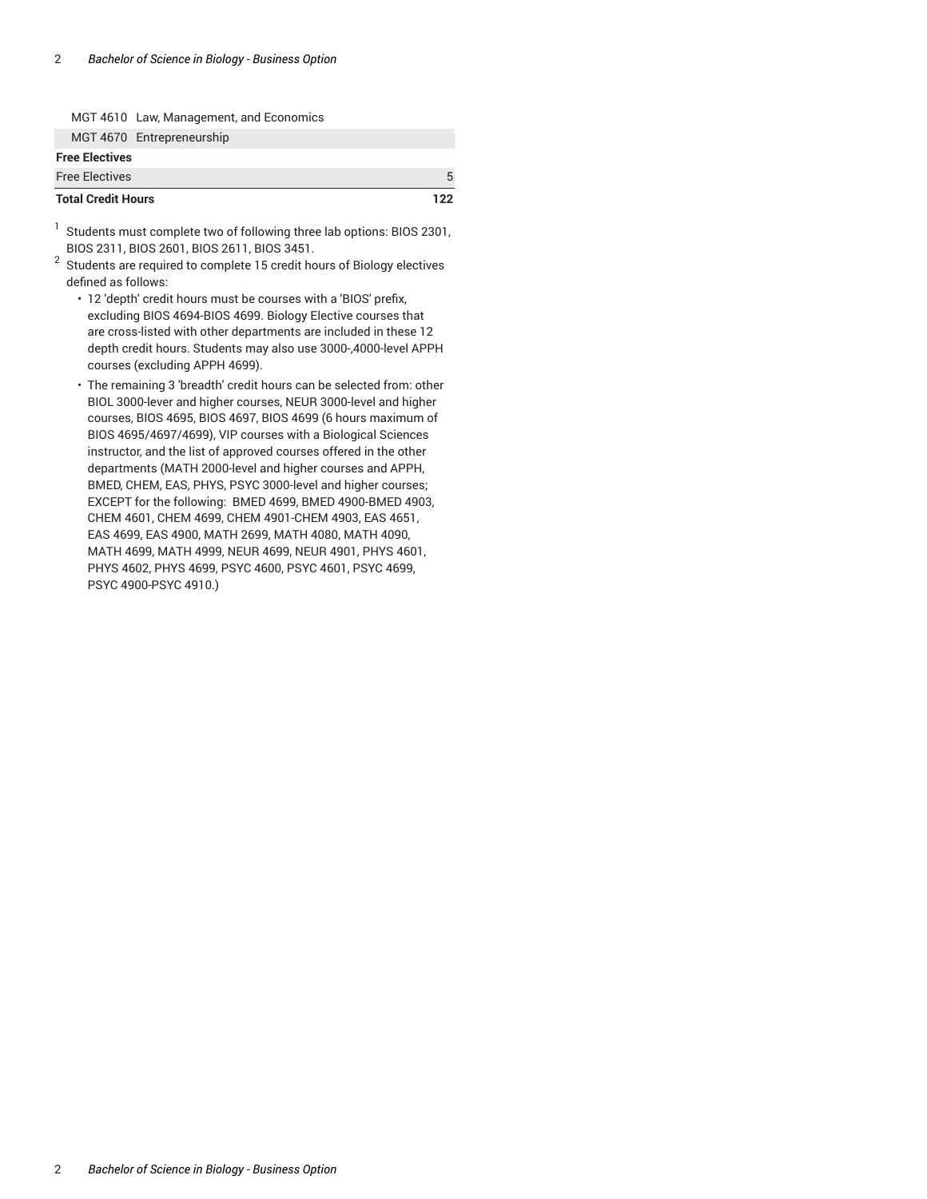| | | |
|---|---|---|
| MGT 4610 | Law, Management, and Economics | |
| MGT 4670 | Entrepreneurship | |
| **Free Electives** | | |
| Free Electives | | 5 |
| **Total Credit Hours** | | **122** |

[1] Students must complete two of following three lab options: BIOS 2301, BIOS 2311, BIOS 2601, BIOS 2611, BIOS 3451.

[2] Students are required to complete 15 credit hours of Biology electives defined as follows:

- 12 'depth' credit hours must be courses with a 'BIOS' prefix, excluding BIOS 4694-BIOS 4699. Biology Elective courses that are cross-listed with other departments are included in these 12 depth credit hours. Students may also use 3000-,4000-level APPH courses (excluding APPH 4699).
- The remaining 3 'breadth' credit hours can be selected from: other BIOL 3000-lever and higher courses, NEUR 3000-level and higher courses, BIOS 4695, BIOS 4697, BIOS 4699 (6 hours maximum of BIOS 4695/4697/4699), VIP courses with a Biological Sciences instructor, and the list of approved courses offered in the other departments (MATH 2000-level and higher courses and APPH, BMED, CHEM, EAS, PHYS, PSYC 3000-level and higher courses; EXCEPT for the following: BMED 4699, BMED 4900-BMED 4903, CHEM 4601, CHEM 4699, CHEM 4901-CHEM 4903, EAS 4651, EAS 4699, EAS 4900, MATH 2699, MATH 4080, MATH 4090, MATH 4699, MATH 4999, NEUR 4699, NEUR 4901, PHYS 4601, PHYS 4602, PHYS 4699, PSYC 4600, PSYC 4601, PSYC 4699, PSYC 4900-PSYC 4910.)